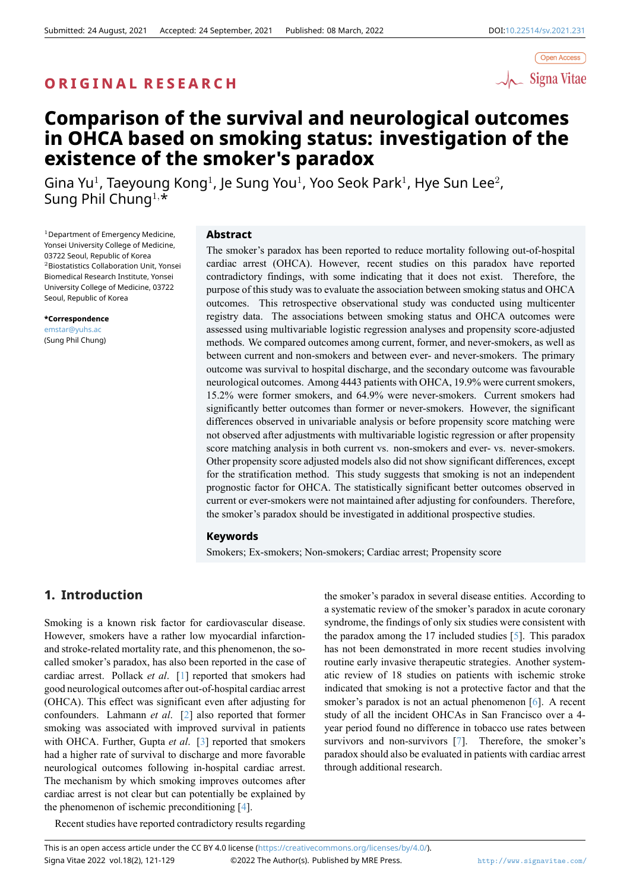ORIGINAL RESEARCH

# Comparison of the survival and neurological outcomes in OHCA based on smoking status: investigation of the existence of the smoker's paradox

Gina Yu[1], Taeyoung Kong[1], Je Sung You[1], Yoo Seok Park[1], Hye Sun Lee[2], Sung Phil Chung[1,*]

[1]Department of Emergency Medicine, Yonsei University College of Medicine, 03722 Seoul, Republic of Korea
[2]Biostatistics Collaboration Unit, Yonsei Biomedical Research Institute, Yonsei University College of Medicine, 03722 Seoul, Republic of Korea

***Correspondence**
emstar@yuhs.ac
(Sung Phil Chung)

## Abstract

The smoker's paradox has been reported to reduce mortality following out-of-hospital cardiac arrest (OHCA). However, recent studies on this paradox have reported contradictory findings, with some indicating that it does not exist. Therefore, the purpose of this study was to evaluate the association between smoking status and OHCA outcomes. This retrospective observational study was conducted using multicenter registry data. The associations between smoking status and OHCA outcomes were assessed using multivariable logistic regression analyses and propensity score-adjusted methods. We compared outcomes among current, former, and never-smokers, as well as between current and non-smokers and between ever- and never-smokers. The primary outcome was survival to hospital discharge, and the secondary outcome was favourable neurological outcomes. Among 4443 patients with OHCA, 19.9% were current smokers, 15.2% were former smokers, and 64.9% were never-smokers. Current smokers had significantly better outcomes than former or never-smokers. However, the significant differences observed in univariable analysis or before propensity score matching were not observed after adjustments with multivariable logistic regression or after propensity score matching analysis in both current vs. non-smokers and ever- vs. never-smokers. Other propensity score adjusted models also did not show significant differences, except for the stratification method. This study suggests that smoking is not an independent prognostic factor for OHCA. The statistically significant better outcomes observed in current or ever-smokers were not maintained after adjusting for confounders. Therefore, the smoker's paradox should be investigated in additional prospective studies.

## Keywords

Smokers; Ex-smokers; Non-smokers; Cardiac arrest; Propensity score

## 1. Introduction

Smoking is a known risk factor for cardiovascular disease. However, smokers have a rather low myocardial infarction- and stroke-related mortality rate, and this phenomenon, the so-called smoker's paradox, has also been reported in the case of cardiac arrest. Pollack *et al*. [1] reported that smokers had good neurological outcomes after out-of-hospital cardiac arrest (OHCA). This effect was significant even after adjusting for confounders. Lahmann *et al*. [2] also reported that former smoking was associated with improved survival in patients with OHCA. Further, Gupta *et al*. [3] reported that smokers had a higher rate of survival to discharge and more favorable neurological outcomes following in-hospital cardiac arrest. The mechanism by which smoking improves outcomes after cardiac arrest is not clear but can potentially be explained by the phenomenon of ischemic preconditioning [4].

Recent studies have reported contradictory results regarding the smoker's paradox in several disease entities. According to a systematic review of the smoker's paradox in acute coronary syndrome, the findings of only six studies were consistent with the paradox among the 17 included studies [5]. This paradox has not been demonstrated in more recent studies involving routine early invasive therapeutic strategies. Another systematic review of 18 studies on patients with ischemic stroke indicated that smoking is not a protective factor and that the smoker's paradox is not an actual phenomenon [6]. A recent study of all the incident OHCAs in San Francisco over a 4-year period found no difference in tobacco use rates between survivors and non-survivors [7]. Therefore, the smoker's paradox should also be evaluated in patients with cardiac arrest through additional research.

This is an open access article under the CC BY 4.0 license (https://creativecommons.org/licenses/by/4.0/).
©2022 The Author(s). Published by MRE Press.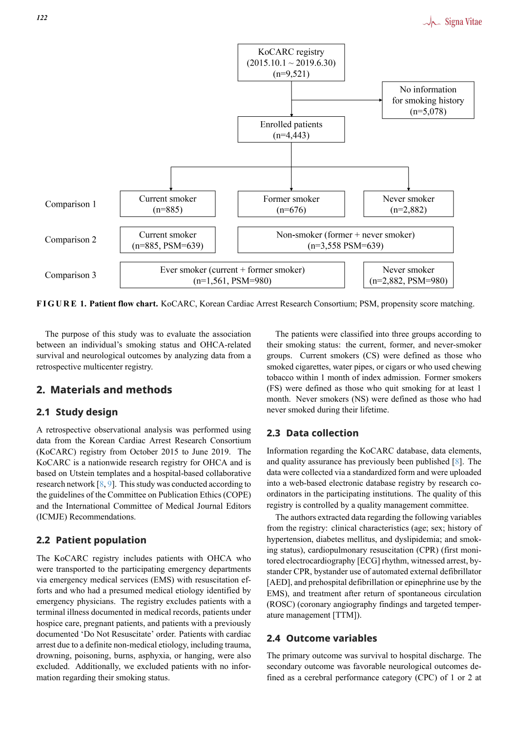KoCARC registry (2015.10.1 ~ 2019.6.30) (n=9,521)

No information for smoking history (n=5,078)

Enrolled patients (n=4,443)

| | | | |
|---|---|---|---|
| Comparison 1 | Current smoker (n=885) | Former smoker (n=676) | Never smoker (n=2,882) |
| Comparison 2 | Current smoker (n=885, PSM=639) | Non-smoker (former + never smoker) (n=3,558 PSM=639) | |
| Comparison 3 | Ever smoker (current + former smoker) (n=1,561, PSM=980) | | Never smoker (n=2,882, PSM=980) |

**FIGURE 1. Patient flow chart.** KoCARC, Korean Cardiac Arrest Research Consortium; PSM, propensity score matching.

The purpose of this study was to evaluate the association between an individual's smoking status and OHCA-related survival and neurological outcomes by analyzing data from a retrospective multicenter registry.

## 2. Materials and methods

### 2.1 Study design

A retrospective observational analysis was performed using data from the Korean Cardiac Arrest Research Consortium (KoCARC) registry from October 2015 to June 2019. The KoCARC is a nationwide research registry for OHCA and is based on Utstein templates and a hospital-based collaborative research network [8, 9]. This study was conducted according to the guidelines of the Committee on Publication Ethics (COPE) and the International Committee of Medical Journal Editors (ICMJE) Recommendations.

### 2.2 Patient population

The KoCARC registry includes patients with OHCA who were transported to the participating emergency departments via emergency medical services (EMS) with resuscitation efforts and who had a presumed medical etiology identified by emergency physicians. The registry excludes patients with a terminal illness documented in medical records, patients under hospice care, pregnant patients, and patients with a previously documented 'Do Not Resuscitate' order. Patients with cardiac arrest due to a definite non-medical etiology, including trauma, drowning, poisoning, burns, asphyxia, or hanging, were also excluded. Additionally, we excluded patients with no information regarding their smoking status.

The patients were classified into three groups according to their smoking status: the current, former, and never-smoker groups. Current smokers (CS) were defined as those who smoked cigarettes, water pipes, or cigars or who used chewing tobacco within 1 month of index admission. Former smokers (FS) were defined as those who quit smoking for at least 1 month. Never smokers (NS) were defined as those who had never smoked during their lifetime.

### 2.3 Data collection

Information regarding the KoCARC database, data elements, and quality assurance has previously been published [8]. The data were collected via a standardized form and were uploaded into a web-based electronic database registry by research co-ordinators in the participating institutions. The quality of this registry is controlled by a quality management committee.

The authors extracted data regarding the following variables from the registry: clinical characteristics (age; sex; history of hypertension, diabetes mellitus, and dyslipidemia; and smoking status), cardiopulmonary resuscitation (CPR) (first monitored electrocardiography [ECG] rhythm, witnessed arrest, bystander CPR, bystander use of automated external defibrillator [AED], and prehospital defibrillation or epinephrine use by the EMS), and treatment after return of spontaneous circulation (ROSC) (coronary angiography findings and targeted temperature management [TTM]).

### 2.4 Outcome variables

The primary outcome was survival to hospital discharge. The secondary outcome was favorable neurological outcomes defined as a cerebral performance category (CPC) of 1 or 2 at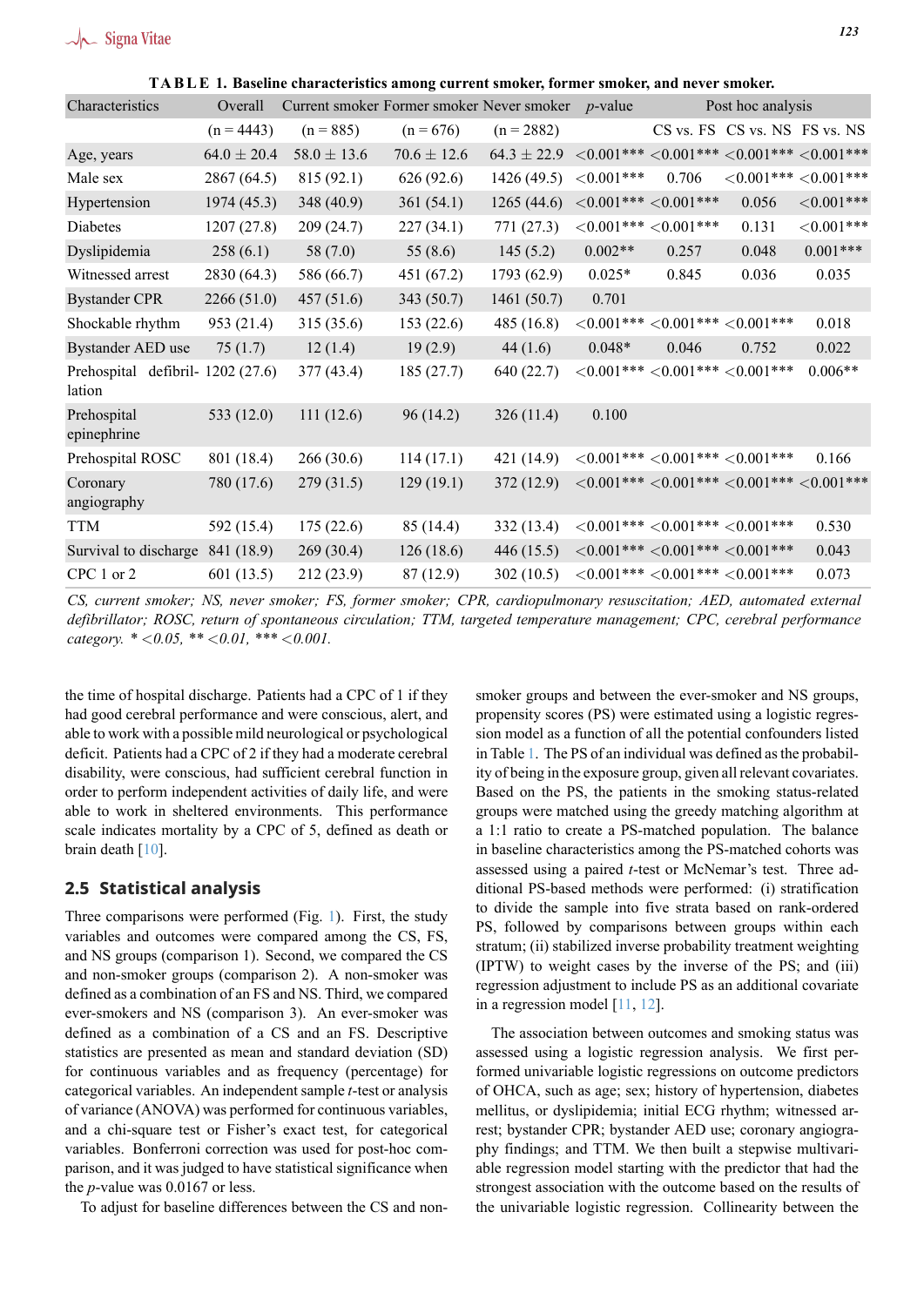**TABLE 1. Baseline characteristics among current smoker, former smoker, and never smoker.**

| Characteristics | Overall | Current smoker | Former smoker | Never smoker | *p*-value | Post hoc analysis | | |
|---|---|---|---|---|---|---|---|---|
| | (n = 4443) | (n = 885) | (n = 676) | (n = 2882) | | CS vs. FS | CS vs. NS | FS vs. NS |
| Age, years | 64.0 ± 20.4 | 58.0 ± 13.6 | 70.6 ± 12.6 | 64.3 ± 22.9 | <0.001*** | <0.001*** | <0.001*** | <0.001*** |
| Male sex | 2867 (64.5) | 815 (92.1) | 626 (92.6) | 1426 (49.5) | <0.001*** | 0.706 | <0.001*** | <0.001*** |
| Hypertension | 1974 (45.3) | 348 (40.9) | 361 (54.1) | 1265 (44.6) | <0.001*** | <0.001*** | 0.056 | <0.001*** |
| Diabetes | 1207 (27.8) | 209 (24.7) | 227 (34.1) | 771 (27.3) | <0.001*** | <0.001*** | 0.131 | <0.001*** |
| Dyslipidemia | 258 (6.1) | 58 (7.0) | 55 (8.6) | 145 (5.2) | 0.002** | 0.257 | 0.048 | 0.001*** |
| Witnessed arrest | 2830 (64.3) | 586 (66.7) | 451 (67.2) | 1793 (62.9) | 0.025* | 0.845 | 0.036 | 0.035 |
| Bystander CPR | 2266 (51.0) | 457 (51.6) | 343 (50.7) | 1461 (50.7) | 0.701 | | | |
| Shockable rhythm | 953 (21.4) | 315 (35.6) | 153 (22.6) | 485 (16.8) | <0.001*** | <0.001*** | <0.001*** | 0.018 |
| Bystander AED use | 75 (1.7) | 12 (1.4) | 19 (2.9) | 44 (1.6) | 0.048* | 0.046 | 0.752 | 0.022 |
| Prehospital defibrillation | 1202 (27.6) | 377 (43.4) | 185 (27.7) | 640 (22.7) | <0.001*** | <0.001*** | <0.001*** | 0.006** |
| Prehospital epinephrine | 533 (12.0) | 111 (12.6) | 96 (14.2) | 326 (11.4) | 0.100 | | | |
| Prehospital ROSC | 801 (18.4) | 266 (30.6) | 114 (17.1) | 421 (14.9) | <0.001*** | <0.001*** | <0.001*** | 0.166 |
| Coronary angiography | 780 (17.6) | 279 (31.5) | 129 (19.1) | 372 (12.9) | <0.001*** | <0.001*** | <0.001*** | <0.001*** |
| TTM | 592 (15.4) | 175 (22.6) | 85 (14.4) | 332 (13.4) | <0.001*** | <0.001*** | <0.001*** | 0.530 |
| Survival to discharge | 841 (18.9) | 269 (30.4) | 126 (18.6) | 446 (15.5) | <0.001*** | <0.001*** | <0.001*** | 0.043 |
| CPC 1 or 2 | 601 (13.5) | 212 (23.9) | 87 (12.9) | 302 (10.5) | <0.001*** | <0.001*** | <0.001*** | 0.073 |

*CS, current smoker; NS, never smoker; FS, former smoker; CPR, cardiopulmonary resuscitation; AED, automated external defibrillator; ROSC, return of spontaneous circulation; TTM, targeted temperature management; CPC, cerebral performance category. * <0.05, ** <0.01, *** <0.001.*

the time of hospital discharge. Patients had a CPC of 1 if they had good cerebral performance and were conscious, alert, and able to work with a possible mild neurological or psychological deficit. Patients had a CPC of 2 if they had a moderate cerebral disability, were conscious, had sufficient cerebral function in order to perform independent activities of daily life, and were able to work in sheltered environments. This performance scale indicates mortality by a CPC of 5, defined as death or brain death [10].

## 2.5 Statistical analysis

Three comparisons were performed (Fig. 1). First, the study variables and outcomes were compared among the CS, FS, and NS groups (comparison 1). Second, we compared the CS and non-smoker groups (comparison 2). A non-smoker was defined as a combination of an FS and NS. Third, we compared ever-smokers and NS (comparison 3). An ever-smoker was defined as a combination of a CS and an FS. Descriptive statistics are presented as mean and standard deviation (SD) for continuous variables and as frequency (percentage) for categorical variables. An independent sample *t*-test or analysis of variance (ANOVA) was performed for continuous variables, and a chi-square test or Fisher's exact test, for categorical variables. Bonferroni correction was used for post-hoc comparison, and it was judged to have statistical significance when the *p*-value was 0.0167 or less.

To adjust for baseline differences between the CS and non-smoker groups and between the ever-smoker and NS groups, propensity scores (PS) were estimated using a logistic regression model as a function of all the potential confounders listed in Table 1. The PS of an individual was defined as the probability of being in the exposure group, given all relevant covariates. Based on the PS, the patients in the smoking status-related groups were matched using the greedy matching algorithm at a 1:1 ratio to create a PS-matched population. The balance in baseline characteristics among the PS-matched cohorts was assessed using a paired *t*-test or McNemar's test. Three additional PS-based methods were performed: (i) stratification to divide the sample into five strata based on rank-ordered PS, followed by comparisons between groups within each stratum; (ii) stabilized inverse probability treatment weighting (IPTW) to weight cases by the inverse of the PS; and (iii) regression adjustment to include PS as an additional covariate in a regression model [11, 12].

The association between outcomes and smoking status was assessed using a logistic regression analysis. We first performed univariable logistic regressions on outcome predictors of OHCA, such as age; sex; history of hypertension, diabetes mellitus, or dyslipidemia; initial ECG rhythm; witnessed arrest; bystander CPR; bystander AED use; coronary angiography findings; and TTM. We then built a stepwise multivariable regression model starting with the predictor that had the strongest association with the outcome based on the results of the univariable logistic regression. Collinearity between the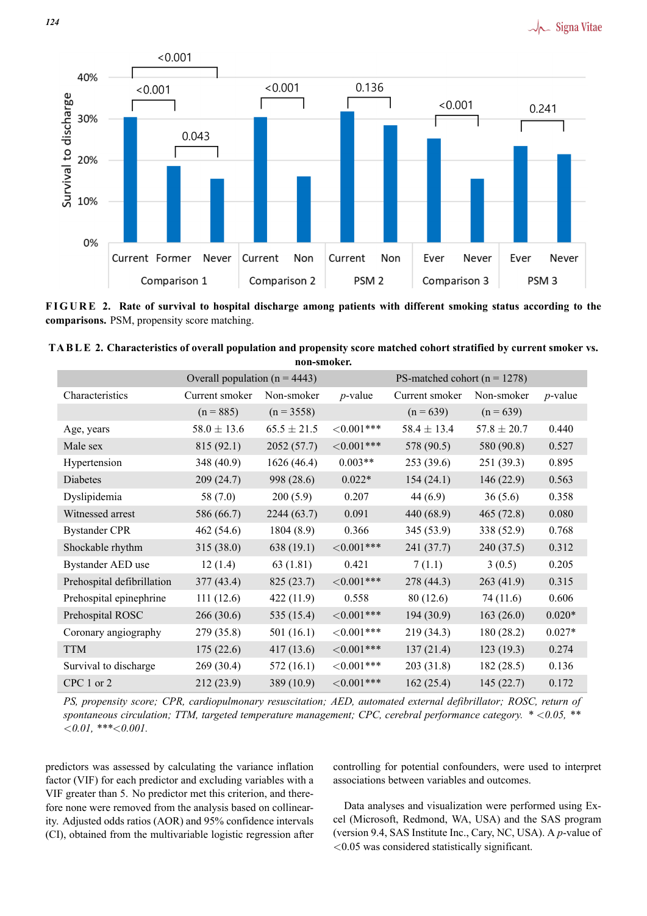**FIGURE 2. Rate of survival to hospital discharge among patients with different smoking status according to the comparisons.** PSM, propensity score matching.

**TABLE 2. Characteristics of overall population and propensity score matched cohort stratified by current smoker vs. non-smoker.**

| | Overall population (n = 4443) | | | PS-matched cohort (n = 1278) | | |
|---|---|---|---|---|---|---|
| Characteristics | Current smoker | Non-smoker | *p*-value | Current smoker | Non-smoker | *p*-value |
| | (n = 885) | (n = 3558) | | (n = 639) | (n = 639) | |
| Age, years | 58.0 ± 13.6 | 65.5 ± 21.5 | <0.001*** | 58.4 ± 13.4 | 57.8 ± 20.7 | 0.440 |
| Male sex | 815 (92.1) | 2052 (57.7) | <0.001*** | 578 (90.5) | 580 (90.8) | 0.527 |
| Hypertension | 348 (40.9) | 1626 (46.4) | 0.003** | 253 (39.6) | 251 (39.3) | 0.895 |
| Diabetes | 209 (24.7) | 998 (28.6) | 0.022* | 154 (24.1) | 146 (22.9) | 0.563 |
| Dyslipidemia | 58 (7.0) | 200 (5.9) | 0.207 | 44 (6.9) | 36 (5.6) | 0.358 |
| Witnessed arrest | 586 (66.7) | 2244 (63.7) | 0.091 | 440 (68.9) | 465 (72.8) | 0.080 |
| Bystander CPR | 462 (54.6) | 1804 (8.9) | 0.366 | 345 (53.9) | 338 (52.9) | 0.768 |
| Shockable rhythm | 315 (38.0) | 638 (19.1) | <0.001*** | 241 (37.7) | 240 (37.5) | 0.312 |
| Bystander AED use | 12 (1.4) | 63 (1.81) | 0.421 | 7 (1.1) | 3 (0.5) | 0.205 |
| Prehospital defibrillation | 377 (43.4) | 825 (23.7) | <0.001*** | 278 (44.3) | 263 (41.9) | 0.315 |
| Prehospital epinephrine | 111 (12.6) | 422 (11.9) | 0.558 | 80 (12.6) | 74 (11.6) | 0.606 |
| Prehospital ROSC | 266 (30.6) | 535 (15.4) | <0.001*** | 194 (30.9) | 163 (26.0) | 0.020* |
| Coronary angiography | 279 (35.8) | 501 (16.1) | <0.001*** | 219 (34.3) | 180 (28.2) | 0.027* |
| TTM | 175 (22.6) | 417 (13.6) | <0.001*** | 137 (21.4) | 123 (19.3) | 0.274 |
| Survival to discharge | 269 (30.4) | 572 (16.1) | <0.001*** | 203 (31.8) | 182 (28.5) | 0.136 |
| CPC 1 or 2 | 212 (23.9) | 389 (10.9) | <0.001*** | 162 (25.4) | 145 (22.7) | 0.172 |

*PS, propensity score; CPR, cardiopulmonary resuscitation; AED, automated external defibrillator; ROSC, return of spontaneous circulation; TTM, targeted temperature management; CPC, cerebral performance category. * <0.05, ** <0.01, ***<0.001.*

predictors was assessed by calculating the variance inflation factor (VIF) for each predictor and excluding variables with a VIF greater than 5. No predictor met this criterion, and therefore none were removed from the analysis based on collinearity. Adjusted odds ratios (AOR) and 95% confidence intervals (CI), obtained from the multivariable logistic regression after controlling for potential confounders, were used to interpret associations between variables and outcomes.

Data analyses and visualization were performed using Excel (Microsoft, Redmond, WA, USA) and the SAS program (version 9.4, SAS Institute Inc., Cary, NC, USA). A *p*-value of <0.05 was considered statistically significant.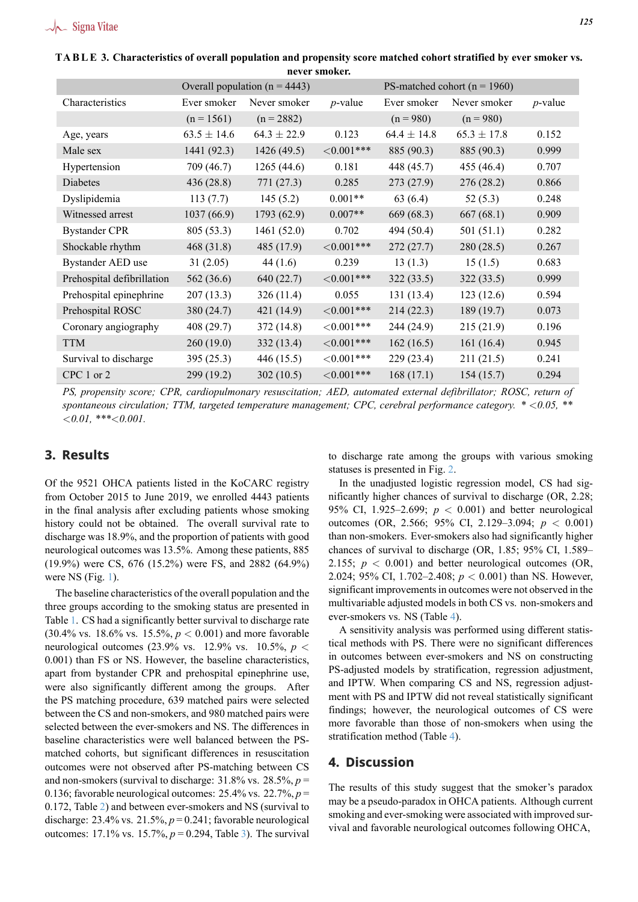**TABLE 3. Characteristics of overall population and propensity score matched cohort stratified by ever smoker vs. never smoker.**

| | Overall population (n = 4443) | | | PS-matched cohort (n = 1960) | | |
|---|---|---|---|---|---|---|
| Characteristics | Ever smoker | Never smoker | *p*-value | Ever smoker | Never smoker | *p*-value |
| | (n = 1561) | (n = 2882) | | (n = 980) | (n = 980) | |
| Age, years | 63.5 ± 14.6 | 64.3 ± 22.9 | 0.123 | 64.4 ± 14.8 | 65.3 ± 17.8 | 0.152 |
| Male sex | 1441 (92.3) | 1426 (49.5) | <0.001*** | 885 (90.3) | 885 (90.3) | 0.999 |
| Hypertension | 709 (46.7) | 1265 (44.6) | 0.181 | 448 (45.7) | 455 (46.4) | 0.707 |
| Diabetes | 436 (28.8) | 771 (27.3) | 0.285 | 273 (27.9) | 276 (28.2) | 0.866 |
| Dyslipidemia | 113 (7.7) | 145 (5.2) | 0.001** | 63 (6.4) | 52 (5.3) | 0.248 |
| Witnessed arrest | 1037 (66.9) | 1793 (62.9) | 0.007** | 669 (68.3) | 667 (68.1) | 0.909 |
| Bystander CPR | 805 (53.3) | 1461 (52.0) | 0.702 | 494 (50.4) | 501 (51.1) | 0.282 |
| Shockable rhythm | 468 (31.8) | 485 (17.9) | <0.001*** | 272 (27.7) | 280 (28.5) | 0.267 |
| Bystander AED use | 31 (2.05) | 44 (1.6) | 0.239 | 13 (1.3) | 15 (1.5) | 0.683 |
| Prehospital defibrillation | 562 (36.6) | 640 (22.7) | <0.001*** | 322 (33.5) | 322 (33.5) | 0.999 |
| Prehospital epinephrine | 207 (13.3) | 326 (11.4) | 0.055 | 131 (13.4) | 123 (12.6) | 0.594 |
| Prehospital ROSC | 380 (24.7) | 421 (14.9) | <0.001*** | 214 (22.3) | 189 (19.7) | 0.073 |
| Coronary angiography | 408 (29.7) | 372 (14.8) | <0.001*** | 244 (24.9) | 215 (21.9) | 0.196 |
| TTM | 260 (19.0) | 332 (13.4) | <0.001*** | 162 (16.5) | 161 (16.4) | 0.945 |
| Survival to discharge | 395 (25.3) | 446 (15.5) | <0.001*** | 229 (23.4) | 211 (21.5) | 0.241 |
| CPC 1 or 2 | 299 (19.2) | 302 (10.5) | <0.001*** | 168 (17.1) | 154 (15.7) | 0.294 |

*PS, propensity score; CPR, cardiopulmonary resuscitation; AED, automated external defibrillator; ROSC, return of spontaneous circulation; TTM, targeted temperature management; CPC, cerebral performance category. * <0.05, ** <0.01, ***<0.001.*

## 3. Results

Of the 9521 OHCA patients listed in the KoCARC registry from October 2015 to June 2019, we enrolled 4443 patients in the final analysis after excluding patients whose smoking history could not be obtained. The overall survival rate to discharge was 18.9%, and the proportion of patients with good neurological outcomes was 13.5%. Among these patients, 885 (19.9%) were CS, 676 (15.2%) were FS, and 2882 (64.9%) were NS (Fig. 1).

The baseline characteristics of the overall population and the three groups according to the smoking status are presented in Table 1. CS had a significantly better survival to discharge rate (30.4% vs. 18.6% vs. 15.5%, $p < 0.001$) and more favorable neurological outcomes (23.9% vs. 12.9% vs. 10.5%, $p < 0.001$) than FS or NS. However, the baseline characteristics, apart from bystander CPR and prehospital epinephrine use, were also significantly different among the groups. After the PS matching procedure, 639 matched pairs were selected between the CS and non-smokers, and 980 matched pairs were selected between the ever-smokers and NS. The differences in baseline characteristics were well balanced between the PS-matched cohorts, but significant differences in resuscitation outcomes were not observed after PS-matching between CS and non-smokers (survival to discharge: 31.8% vs. 28.5%, $p = 0.136$; favorable neurological outcomes: 25.4% vs. 22.7%, $p = 0.172$, Table 2) and between ever-smokers and NS (survival to discharge: 23.4% vs. 21.5%, $p = 0.241$; favorable neurological outcomes: 17.1% vs. 15.7%, $p = 0.294$, Table 3). The survival to discharge rate among the groups with various smoking statuses is presented in Fig. 2.

In the unadjusted logistic regression model, CS had significantly higher chances of survival to discharge (OR, 2.28; 95% CI, 1.925–2.699; $p < 0.001$) and better neurological outcomes (OR, 2.566; 95% CI, 2.129–3.094; $p < 0.001$) than non-smokers. Ever-smokers also had significantly higher chances of survival to discharge (OR, 1.85; 95% CI, 1.589–2.155; $p < 0.001$) and better neurological outcomes (OR, 2.024; 95% CI, 1.702–2.408; $p < 0.001$) than NS. However, significant improvements in outcomes were not observed in the multivariable adjusted models in both CS vs. non-smokers and ever-smokers vs. NS (Table 4).

A sensitivity analysis was performed using different statistical methods with PS. There were no significant differences in outcomes between ever-smokers and NS on constructing PS-adjusted models by stratification, regression adjustment, and IPTW. When comparing CS and NS, regression adjustment with PS and IPTW did not reveal statistically significant findings; however, the neurological outcomes of CS were more favorable than those of non-smokers when using the stratification method (Table 4).

## 4. Discussion

The results of this study suggest that the smoker's paradox may be a pseudo-paradox in OHCA patients. Although current smoking and ever-smoking were associated with improved survival and favorable neurological outcomes following OHCA,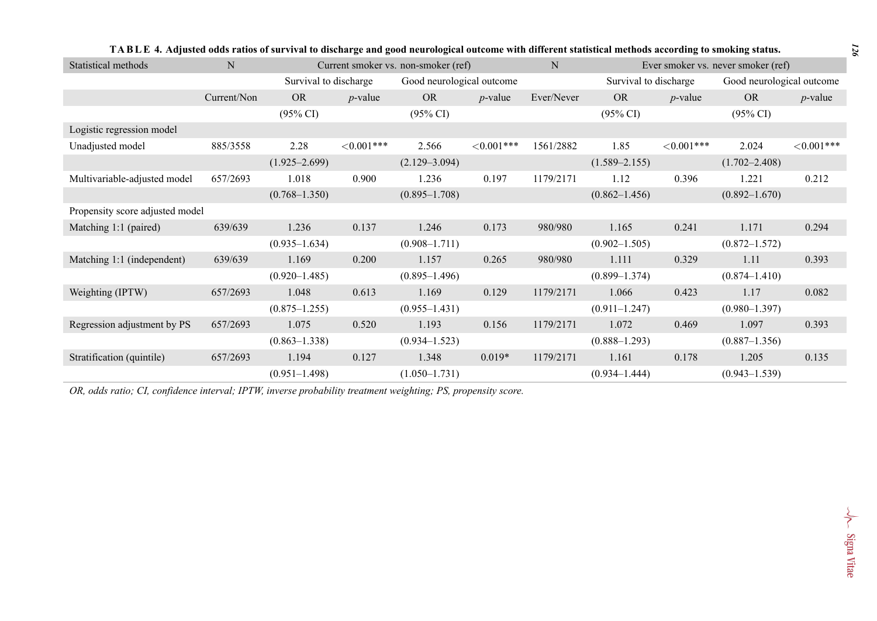**TABLE 4. Adjusted odds ratios of survival to discharge and good neurological outcome with different statistical methods according to smoking status.**

| Statistical methods | N | Current smoker vs. non-smoker (ref) | | | | N | Ever smoker vs. never smoker (ref) | | | |
|---|---|---|---|---|---|---|---|---|---|---|
| | | Survival to discharge | | Good neurological outcome | | | Survival to discharge | | Good neurological outcome | |
| | Current/Non | OR (95% CI) | *p*-value | OR (95% CI) | *p*-value | Ever/Never | OR (95% CI) | *p*-value | OR (95% CI) | *p*-value |
| Logistic regression model | | | | | | | | | | |
| Unadjusted model | 885/3558 | 2.28 (1.925–2.699) | <0.001*** | 2.566 (2.129–3.094) | <0.001*** | 1561/2882 | 1.85 (1.589–2.155) | <0.001*** | 2.024 (1.702–2.408) | <0.001*** |
| Multivariable-adjusted model | 657/2693 | 1.018 (0.768–1.350) | 0.900 | 1.236 (0.895–1.708) | 0.197 | 1179/2171 | 1.12 (0.862–1.456) | 0.396 | 1.221 (0.892–1.670) | 0.212 |
| Propensity score adjusted model | | | | | | | | | | |
| Matching 1:1 (paired) | 639/639 | 1.236 (0.935–1.634) | 0.137 | 1.246 (0.908–1.711) | 0.173 | 980/980 | 1.165 (0.902–1.505) | 0.241 | 1.171 (0.872–1.572) | 0.294 |
| Matching 1:1 (independent) | 639/639 | 1.169 (0.920–1.485) | 0.200 | 1.157 (0.895–1.496) | 0.265 | 980/980 | 1.111 (0.899–1.374) | 0.329 | 1.11 (0.874–1.410) | 0.393 |
| Weighting (IPTW) | 657/2693 | 1.048 (0.875–1.255) | 0.613 | 1.169 (0.955–1.431) | 0.129 | 1179/2171 | 1.066 (0.911–1.247) | 0.423 | 1.17 (0.980–1.397) | 0.082 |
| Regression adjustment by PS | 657/2693 | 1.075 (0.863–1.338) | 0.520 | 1.193 (0.934–1.523) | 0.156 | 1179/2171 | 1.072 (0.888–1.293) | 0.469 | 1.097 (0.887–1.356) | 0.393 |
| Stratification (quintile) | 657/2693 | 1.194 (0.951–1.498) | 0.127 | 1.348 (1.050–1.731) | 0.019* | 1179/2171 | 1.161 (0.934–1.444) | 0.178 | 1.205 (0.943–1.539) | 0.135 |

*OR, odds ratio; CI, confidence interval; IPTW, inverse probability treatment weighting; PS, propensity score.*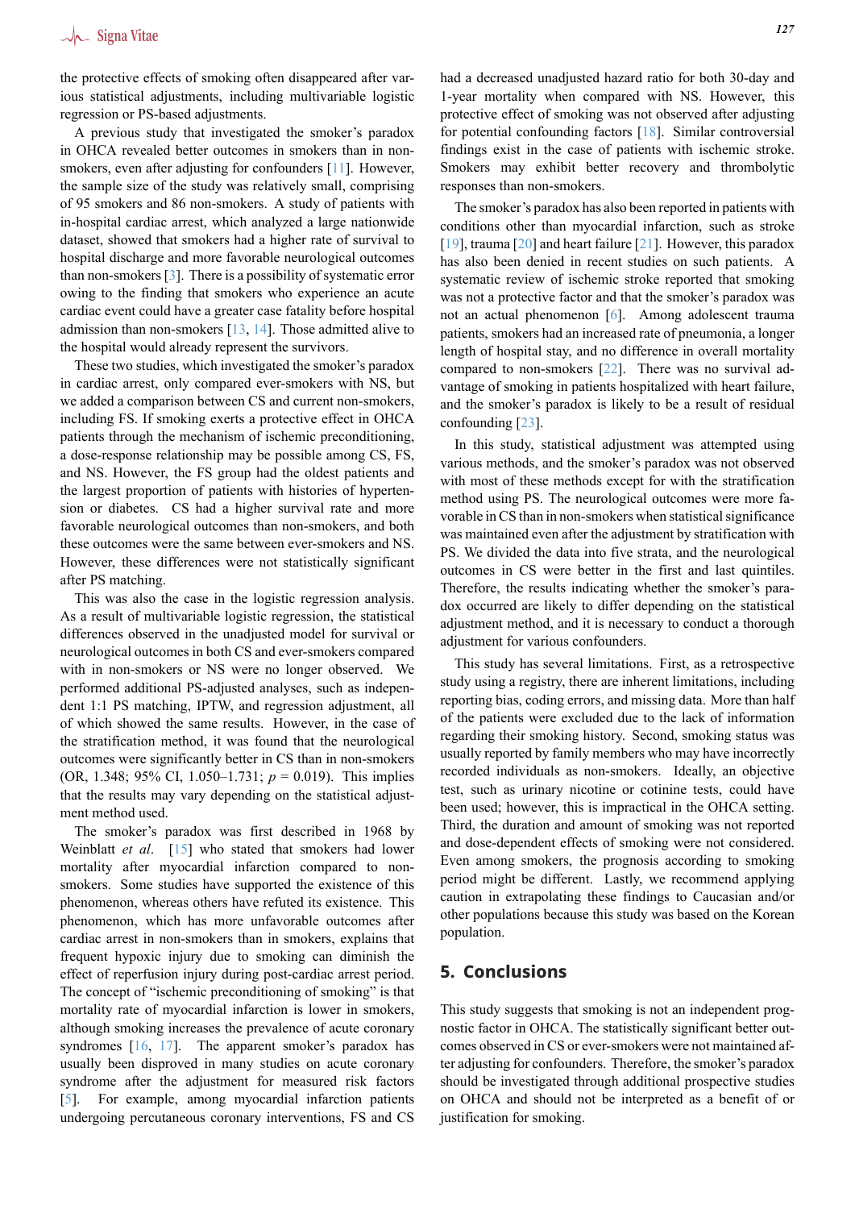the protective effects of smoking often disappeared after various statistical adjustments, including multivariable logistic regression or PS-based adjustments.

A previous study that investigated the smoker's paradox in OHCA revealed better outcomes in smokers than in non-smokers, even after adjusting for confounders [11]. However, the sample size of the study was relatively small, comprising of 95 smokers and 86 non-smokers. A study of patients with in-hospital cardiac arrest, which analyzed a large nationwide dataset, showed that smokers had a higher rate of survival to hospital discharge and more favorable neurological outcomes than non-smokers [3]. There is a possibility of systematic error owing to the finding that smokers who experience an acute cardiac event could have a greater case fatality before hospital admission than non-smokers [13, 14]. Those admitted alive to the hospital would already represent the survivors.

These two studies, which investigated the smoker's paradox in cardiac arrest, only compared ever-smokers with NS, but we added a comparison between CS and current non-smokers, including FS. If smoking exerts a protective effect in OHCA patients through the mechanism of ischemic preconditioning, a dose-response relationship may be possible among CS, FS, and NS. However, the FS group had the oldest patients and the largest proportion of patients with histories of hypertension or diabetes. CS had a higher survival rate and more favorable neurological outcomes than non-smokers, and both these outcomes were the same between ever-smokers and NS. However, these differences were not statistically significant after PS matching.

This was also the case in the logistic regression analysis. As a result of multivariable logistic regression, the statistical differences observed in the unadjusted model for survival or neurological outcomes in both CS and ever-smokers compared with in non-smokers or NS were no longer observed. We performed additional PS-adjusted analyses, such as independent 1:1 PS matching, IPTW, and regression adjustment, all of which showed the same results. However, in the case of the stratification method, it was found that the neurological outcomes were significantly better in CS than in non-smokers (OR, 1.348; 95% CI, 1.050–1.731; $p$ = 0.019). This implies that the results may vary depending on the statistical adjustment method used.

The smoker's paradox was first described in 1968 by Weinblatt *et al*. [15] who stated that smokers had lower mortality after myocardial infarction compared to non-smokers. Some studies have supported the existence of this phenomenon, whereas others have refuted its existence. This phenomenon, which has more unfavorable outcomes after cardiac arrest in non-smokers than in smokers, explains that frequent hypoxic injury due to smoking can diminish the effect of reperfusion injury during post-cardiac arrest period. The concept of "ischemic preconditioning of smoking" is that mortality rate of myocardial infarction is lower in smokers, although smoking increases the prevalence of acute coronary syndromes [16, 17]. The apparent smoker's paradox has usually been disproved in many studies on acute coronary syndrome after the adjustment for measured risk factors [5]. For example, among myocardial infarction patients undergoing percutaneous coronary interventions, FS and CS had a decreased unadjusted hazard ratio for both 30-day and 1-year mortality when compared with NS. However, this protective effect of smoking was not observed after adjusting for potential confounding factors [18]. Similar controversial findings exist in the case of patients with ischemic stroke. Smokers may exhibit better recovery and thrombolytic responses than non-smokers.

The smoker's paradox has also been reported in patients with conditions other than myocardial infarction, such as stroke [19], trauma [20] and heart failure [21]. However, this paradox has also been denied in recent studies on such patients. A systematic review of ischemic stroke reported that smoking was not a protective factor and that the smoker's paradox was not an actual phenomenon [6]. Among adolescent trauma patients, smokers had an increased rate of pneumonia, a longer length of hospital stay, and no difference in overall mortality compared to non-smokers [22]. There was no survival advantage of smoking in patients hospitalized with heart failure, and the smoker's paradox is likely to be a result of residual confounding [23].

In this study, statistical adjustment was attempted using various methods, and the smoker's paradox was not observed with most of these methods except for with the stratification method using PS. The neurological outcomes were more favorable in CS than in non-smokers when statistical significance was maintained even after the adjustment by stratification with PS. We divided the data into five strata, and the neurological outcomes in CS were better in the first and last quintiles. Therefore, the results indicating whether the smoker's paradox occurred are likely to differ depending on the statistical adjustment method, and it is necessary to conduct a thorough adjustment for various confounders.

This study has several limitations. First, as a retrospective study using a registry, there are inherent limitations, including reporting bias, coding errors, and missing data. More than half of the patients were excluded due to the lack of information regarding their smoking history. Second, smoking status was usually reported by family members who may have incorrectly recorded individuals as non-smokers. Ideally, an objective test, such as urinary nicotine or cotinine tests, could have been used; however, this is impractical in the OHCA setting. Third, the duration and amount of smoking was not reported and dose-dependent effects of smoking were not considered. Even among smokers, the prognosis according to smoking period might be different. Lastly, we recommend applying caution in extrapolating these findings to Caucasian and/or other populations because this study was based on the Korean population.

## 5. Conclusions

This study suggests that smoking is not an independent prognostic factor in OHCA. The statistically significant better outcomes observed in CS or ever-smokers were not maintained after adjusting for confounders. Therefore, the smoker's paradox should be investigated through additional prospective studies on OHCA and should not be interpreted as a benefit of or justification for smoking.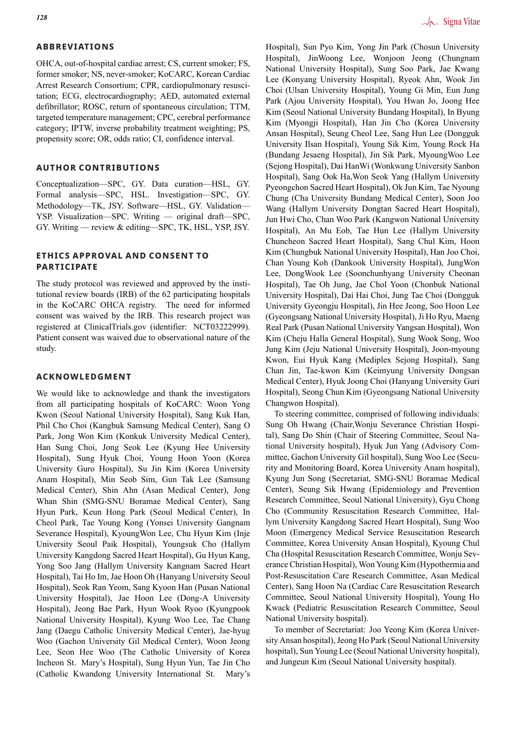## ABBREVIATIONS

OHCA, out-of-hospital cardiac arrest; CS, current smoker; FS, former smoker; NS, never-smoker; KoCARC, Korean Cardiac Arrest Research Consortium; CPR, cardiopulmonary resuscitation; ECG, electrocardiography; AED, automated external defibrillator; ROSC, return of spontaneous circulation; TTM, targeted temperature management; CPC, cerebral performance category; IPTW, inverse probability treatment weighting; PS, propensity score; OR, odds ratio; CI, confidence interval.

## AUTHOR CONTRIBUTIONS

Conceptualization—SPC, GY. Data curation—HSL, GY. Formal analysis—SPC, HSL. Investigation—SPC, GY. Methodology—TK, JSY. Software—HSL, GY. Validation—YSP. Visualization—SPC. Writing — original draft—SPC, GY. Writing — review & editing—SPC, TK, HSL, YSP, JSY.

## ETHICS APPROVAL AND CONSENT TO PARTICIPATE

The study protocol was reviewed and approved by the institutional review boards (IRB) of the 62 participating hospitals in the KoCARC OHCA registry. The need for informed consent was waived by the IRB. This research project was registered at ClinicalTrials.gov (identifier: NCT03222999). Patient consent was waived due to observational nature of the study.

## ACKNOWLEDGMENT

We would like to acknowledge and thank the investigators from all participating hospitals of KoCARC: Woon Yong Kwon (Seoul National University Hospital), Sang Kuk Han, Phil Cho Choi (Kangbuk Samsung Medical Center), Sang O Park, Jong Won Kim (Konkuk University Medical Center), Han Sung Choi, Jong Seok Lee (Kyung Hee University Hospital), Sung Hyuk Choi, Young Hoon Yoon (Korea University Guro Hospital), Su Jin Kim (Korea University Anam Hospital), Min Seob Sim, Gun Tak Lee (Samsung Medical Center), Shin Ahn (Asan Medical Center), Jong Whan Shin (SMG-SNU Boramae Medical Center), Sang Hyun Park, Keun Hong Park (Seoul Medical Center), In Cheol Park, Tae Young Kong (Yonsei University Gangnam Severance Hospital), KyoungWon Lee, Chu Hyun Kim (Inje University Seoul Paik Hospital), Youngsuk Cho (Hallym University Kangdong Sacred Heart Hospital), Gu Hyun Kang, Yong Soo Jang (Hallym University Kangnam Sacred Heart Hospital), Tai Ho Im, Jae Hoon Oh (Hanyang University Seoul Hospital), Seok Ran Yeom, Sang Kyoon Han (Pusan National University Hospital), Jae Hoon Lee (Dong-A University Hospital), Jeong Bae Park, Hyun Wook Ryoo (Kyungpook National University Hospital), Kyung Woo Lee, Tae Chang Jang (Daegu Catholic University Medical Center), Jae-hyug Woo (Gachon University Gil Medical Center), Woon Jeong Lee, Seon Hee Woo (The Catholic University of Korea Incheon St. Mary's Hospital), Sung Hyun Yun, Tae Jin Cho (Catholic Kwandong University International St. Mary's Hospital), Sun Pyo Kim, Yong Jin Park (Chosun University Hospital), JinWoong Lee, Wonjoon Jeong (Chungnam National University Hospital), Sung Soo Park, Jae Kwang Lee (Konyang University Hospital), Ryeok Ahn, Wook Jin Choi (Ulsan University Hospital), Young Gi Min, Eun Jung Park (Ajou University Hospital), You Hwan Jo, Joong Hee Kim (Seoul National University Bundang Hospital), In Byung Kim (Myongji Hospital), Han Jin Cho (Korea University Ansan Hospital), Seung Cheol Lee, Sang Hun Lee (Dongguk University Ilsan Hospital), Young Sik Kim, Young Rock Ha (Bundang Jesaeng Hospital), Jin Sik Park, MyoungWoo Lee (Sejong Hospital), Dai HanWi (Wonkwang University Sanbon Hospital), Sang Ook Ha,Won Seok Yang (Hallym University Pyeongchon Sacred Heart Hospital), Ok Jun Kim, Tae Nyoung Chung (Cha University Bundang Medical Center), Soon Joo Wang (Hallym University Dongtan Sacred Heart Hospital), Jun Hwi Cho, Chan Woo Park (Kangwon National University Hospital), An Mu Eob, Tae Hun Lee (Hallym University Chuncheon Sacred Heart Hospital), Sang Chul Kim, Hoon Kim (Chungbuk National University Hospital), Han Joo Choi, Chan Young Koh (Dankook University Hospital), JungWon Lee, DongWook Lee (Soonchunhyang University Cheonan Hospital), Tae Oh Jung, Jae Chol Yoon (Chonbuk National University Hospital), Dai Hai Choi, Jung Tae Choi (Dongguk University Gyeongju Hospital), Jin Hee Jeong, Soo Hoon Lee (Gyeongsang National University Hospital), Ji Ho Ryu, Maeng Real Park (Pusan National University Yangsan Hospital), Won Kim (Cheju Halla General Hospital), Sung Wook Song, Woo Jung Kim (Jeju National University Hospital), Joon-myoung Kwon, Eui Hyuk Kang (Mediplex Sejong Hospital), Sang Chan Jin, Tae-kwon Kim (Keimyung University Dongsan Medical Center), Hyuk Joong Choi (Hanyang University Guri Hospital), Seong Chun Kim (Gyeongsang National University Changwon Hospital).

To steering committee, comprised of following individuals: Sung Oh Hwang (Chair,Wonju Severance Christian Hospital), Sang Do Shin (Chair of Steering Committee, Seoul National University hospital), Hyuk Jun Yang (Advisory Committee, Gachon University Gil hospital), Sung Woo Lee (Security and Monitoring Board, Korea University Anam hospital), Kyung Jun Song (Secretariat, SMG-SNU Boramae Medical Center), Seung Sik Hwang (Epidemiology and Prevention Research Committee, Seoul National University), Gyu Chong Cho (Community Resuscitation Research Committee, Hallym University Kangdong Sacred Heart Hospital), Sung Woo Moon (Emergency Medical Service Resuscitation Research Committee, Korea University Ansan Hospital), Kyoung Chul Cha (Hospital Resuscitation Research Committee, Wonju Severance Christian Hospital), Won Young Kim (Hypothermia and Post-Resuscitation Care Research Committee, Asan Medical Center), Sang Hoon Na (Cardiac Care Resuscitation Research Committee, Seoul National University Hospital), Young Ho Kwack (Pediatric Resuscitation Research Committee, Seoul National University hospital).

To member of Secretariat: Joo Yeong Kim (Korea University Ansan hospital), Jeong Ho Park (Seoul National University hospital), Sun Young Lee (Seoul National University hospital), and Jungeun Kim (Seoul National University hospital).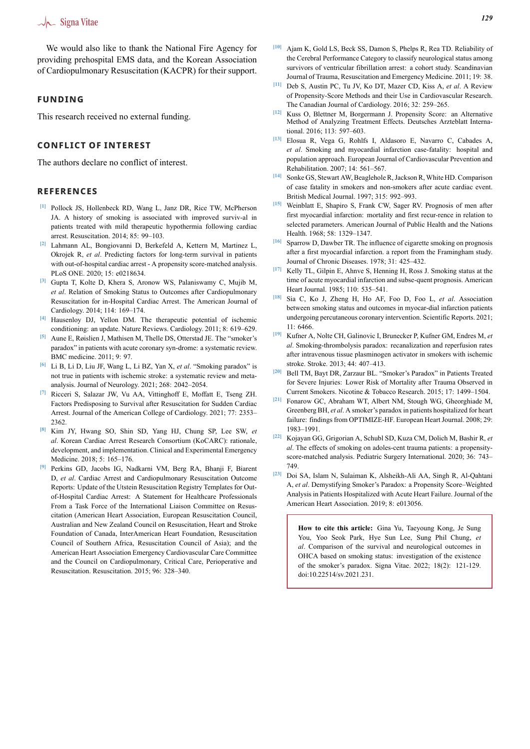We would also like to thank the National Fire Agency for providing prehospital EMS data, and the Korean Association of Cardiopulmonary Resuscitation (KACPR) for their support.

## FUNDING

This research received no external funding.

## CONFLICT OF INTEREST

The authors declare no conflict of interest.

## REFERENCES

[1] Pollock JS, Hollenbeck RD, Wang L, Janz DR, Rice TW, McPherson JA. A history of smoking is associated with improved surviv-al in patients treated with mild therapeutic hypothermia following cardiac arrest. Resuscitation. 2014; 85: 99–103.

[2] Lahmann AL, Bongiovanni D, Berkefeld A, Kettern M, Martinez L, Okrojek R, *et al*. Predicting factors for long-term survival in patients with out-of-hospital cardiac arrest - A propensity score-matched analysis. PLoS ONE. 2020; 15: e0218634.

[3] Gupta T, Kolte D, Khera S, Aronow WS, Palaniswamy C, Mujib M, *et al*. Relation of Smoking Status to Outcomes after Cardiopulmonary Resuscitation for in-Hospital Cardiac Arrest. The American Journal of Cardiology. 2014; 114: 169–174.

[4] Hausenloy DJ, Yellon DM. The therapeutic potential of ischemic conditioning: an update. Nature Reviews. Cardiology. 2011; 8: 619–629.

[5] Aune E, Røislien J, Mathisen M, Thelle DS, Otterstad JE. The "smoker's paradox" in patients with acute coronary syn-drome: a systematic review. BMC medicine. 2011; 9: 97.

[6] Li B, Li D, Liu JF, Wang L, Li BZ, Yan X, *et al*. "Smoking paradox" is not true in patients with ischemic stroke: a systematic review and meta-analysis. Journal of Neurology. 2021; 268: 2042–2054.

[7] Ricceri S, Salazar JW, Vu AA, Vittinghoff E, Moffatt E, Tseng ZH. Factors Predisposing to Survival after Resuscitation for Sudden Cardiac Arrest. Journal of the American College of Cardiology. 2021; 77: 2353–2362.

[8] Kim JY, Hwang SO, Shin SD, Yang HJ, Chung SP, Lee SW, *et al*. Korean Cardiac Arrest Research Consortium (KoCARC): rationale, development, and implementation. Clinical and Experimental Emergency Medicine. 2018; 5: 165–176.

[9] Perkins GD, Jacobs IG, Nadkarni VM, Berg RA, Bhanji F, Biarent D, *et al*. Cardiac Arrest and Cardiopulmonary Resuscitation Outcome Reports: Update of the Utstein Resuscitation Registry Templates for Out-of-Hospital Cardiac Arrest: A Statement for Healthcare Professionals From a Task Force of the International Liaison Committee on Resuscitation (American Heart Association, European Resuscitation Council, Australian and New Zealand Council on Resuscitation, Heart and Stroke Foundation of Canada, InterAmerican Heart Foundation, Resuscitation Council of Southern Africa, Resuscitation Council of Asia); and the American Heart Association Emergency Cardiovascular Care Committee and the Council on Cardiopulmonary, Critical Care, Perioperative and Resuscitation. Resuscitation. 2015; 96: 328–340.

[10] Ajam K, Gold LS, Beck SS, Damon S, Phelps R, Rea TD. Reliability of the Cerebral Performance Category to classify neurological status among survivors of ventricular fibrillation arrest: a cohort study. Scandinavian Journal of Trauma, Resuscitation and Emergency Medicine. 2011; 19: 38.

[11] Deb S, Austin PC, Tu JV, Ko DT, Mazer CD, Kiss A, *et al*. A Review of Propensity-Score Methods and their Use in Cardiovascular Research. The Canadian Journal of Cardiology. 2016; 32: 259–265.

[12] Kuss O, Blettner M, Borgermann J. Propensity Score: an Alternative Method of Analyzing Treatment Effects. Deutsches Arzteblatt International. 2016; 113: 597–603.

[13] Elosua R, Vega G, Rohlfs I, Aldasoro E, Navarro C, Cabades A, *et al*. Smoking and myocardial infarction case-fatality: hospital and population approach. European Journal of Cardiovascular Prevention and Rehabilitation. 2007; 14: 561–567.

[14] Sonke GS, Stewart AW, Beaglehole R, Jackson R, White HD. Comparison of case fatality in smokers and non-smokers after acute cardiac event. British Medical Journal. 1997; 315: 992–993.

[15] Weinblatt E, Shapiro S, Frank CW, Sager RV. Prognosis of men after first myocardial infarction: mortality and first recur-rence in relation to selected parameters. American Journal of Public Health and the Nations Health. 1968; 58: 1329–1347.

[16] Sparrow D, Dawber TR. The influence of cigarette smoking on prognosis after a first myocardial infarction. a report from the Framingham study. Journal of Chronic Diseases. 1978; 31: 425–432.

[17] Kelly TL, Gilpin E, Ahnve S, Henning H, Ross J. Smoking status at the time of acute myocardial infarction and subse-quent prognosis. American Heart Journal. 1985; 110: 535–541.

[18] Sia C, Ko J, Zheng H, Ho AF, Foo D, Foo L, *et al*. Association between smoking status and outcomes in myocar-dial infarction patients undergoing percutaneous coronary intervention. Scientific Reports. 2021; 11: 6466.

[19] Kufner A, Nolte CH, Galinovic I, Brunecker P, Kufner GM, Endres M, *et al*. Smoking-thrombolysis paradox: recanalization and reperfusion rates after intravenous tissue plasminogen activator in smokers with ischemic stroke. Stroke. 2013; 44: 407–413.

[20] Bell TM, Bayt DR, Zarzaur BL. "Smoker's Paradox" in Patients Treated for Severe Injuries: Lower Risk of Mortality after Trauma Observed in Current Smokers. Nicotine & Tobacco Research. 2015; 17: 1499–1504.

[21] Fonarow GC, Abraham WT, Albert NM, Stough WG, Gheorghiade M, Greenberg BH, *et al*. A smoker's paradox in patients hospitalized for heart failure: findings from OPTIMIZE-HF. European Heart Journal. 2008; 29: 1983–1991.

[22] Kojayan GG, Grigorian A, Schubl SD, Kuza CM, Dolich M, Bashir R, *et al*. The effects of smoking on adoles-cent trauma patients: a propensity-score-matched analysis. Pediatric Surgery International. 2020; 36: 743–749.

[23] Doi SA, Islam N, Sulaiman K, Alsheikh-Ali AA, Singh R, Al-Qahtani A, *et al*. Demystifying Smoker's Paradox: a Propensity Score–Weighted Analysis in Patients Hospitalized with Acute Heart Failure. Journal of the American Heart Association. 2019; 8: e013056.

**How to cite this article:** Gina Yu, Taeyoung Kong, Je Sung You, Yoo Seok Park, Hye Sun Lee, Sung Phil Chung, *et al*. Comparison of the survival and neurological outcomes in OHCA based on smoking status: investigation of the existence of the smoker's paradox. Signa Vitae. 2022; 18(2): 121-129. doi:10.22514/sv.2021.231.